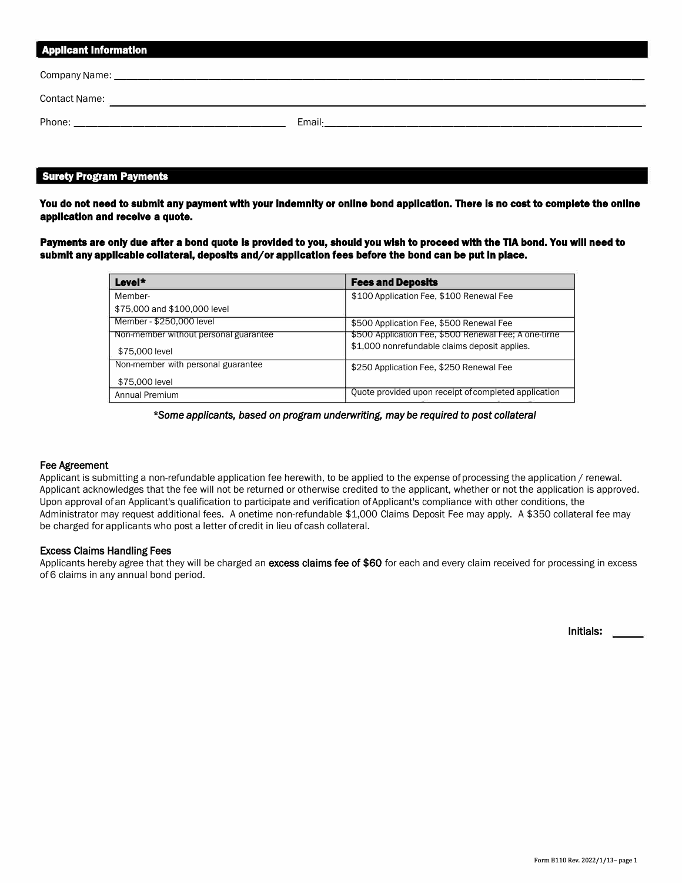## Applicant Information

Company Name: ___________________________________________

Contact Name: ___________________________________________

Phone: ____________________ Email: ____________________

## Surety Program Payments

**You do not need to submit any payment with your indemnity or online bond application. There is no cost to complete the online application and receive a quote.**

**Payments are only due after a bond quote is provided to you, should you wish to proceed with the TIA bond. You will need to submit any applicable collateral, deposits and/or application fees before the bond can be put in place.**

| Level* | Fees and Deposits |
| --- | --- |
| Member- $75,000 and $100,000 level | $100 Application Fee, $100 Renewal Fee |
| Member - $250,000 level | $500 Application Fee, $500 Renewal Fee |
| Non-member without personal guarantee $75,000 level | $500 Application Fee, $500 Renewal Fee; A one-time $1,000 nonrefundable claims deposit applies. |
| Non-member with personal guarantee $75,000 level | $250 Application Fee, $250 Renewal Fee |
| Annual Premium | Quote provided upon receipt of completed application |

*\*Some applicants, based on program underwriting, may be required to post collateral*

### Fee Agreement

Applicant is submitting a non-refundable application fee herewith, to be applied to the expense of processing the application / renewal. Applicant acknowledges that the fee will not be returned or otherwise credited to the applicant, whether or not the application is approved. Upon approval of an Applicant's qualification to participate and verification of Applicant's compliance with other conditions, the Administrator may request additional fees. A onetime non-refundable $1,000 Claims Deposit Fee may apply. A $350 collateral fee may be charged for applicants who post a letter of credit in lieu of cash collateral.

### Excess Claims Handling Fees

Applicants hereby agree that they will be charged an **excess claims fee of $60** for each and every claim received for processing in excess of 6 claims in any annual bond period.

**Initials:** _____

Form B110 Rev. 2022/1/13– page 1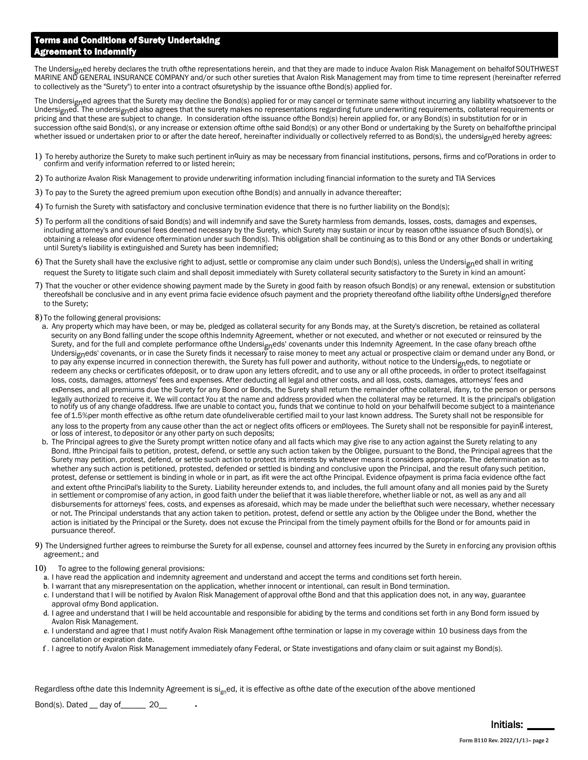## Terms and Conditions of Surety Undertaking
## Agreement to Indemnify

The Undersigned hereby declares the truth ofthe representations herein, and that they are made to induce Avalon Risk Management on behalfof SOUTHWEST MARINE AND GENERAL INSURANCE COMPANY and/or such other sureties that Avalon Risk Management may from time to time represent (hereinafter referred to collectively as the "Surety") to enter into a contract ofsuretyship by the issuance ofthe Bond(s) applied for.

The Undersigned agrees that the Surety may decline the Bond(s) applied for or may cancel or terminate same without incurring any liability whatsoever to the Undersigned. The undersigned also agrees that the surety makes no representations regarding future underwriting requirements, collateral requirements or pricing and that these are subject to change. In consideration ofthe issuance ofthe Bond(s) herein applied for, or any Bond(s) in substitution for or in succession ofthe said Bond(s), or any increase or extension oftime ofthe said Bond(s) or any other Bond or undertaking by the Surety on behalfofthe principal whether issued or undertaken prior to or after the date hereof, hereinafter individually or collectively referred to as Bond(s), the undersigned hereby agrees:

1) To hereby authorize the Surety to make such pertinent inquiry as may be necessary from financial institutions, persons, firms and corporations in order to confirm and verify information referred to or listed herein;

2) To authorize Avalon Risk Management to provide underwriting information including financial information to the surety and TIA Services

3) To pay to the Surety the agreed premium upon execution ofthe Bond(s) and annually in advance thereafter;

4) To furnish the Surety with satisfactory and conclusive termination evidence that there is no further liability on the Bond(s);

5) To perform all the conditions of said Bond(s) and will indemnify and save the Surety harmless from demands, losses, costs, damages and expenses, including attorney's and counsel fees deemed necessary by the Surety, which Surety may sustain or incur by reason ofthe issuance of such Bond(s), or obtaining a release ofor evidence oftermination under such Bond(s). This obligation shall be continuing as to this Bond or any other Bonds or undertaking until Surety's liability is extinguished and Surety has been indemnified;

6) That the Surety shall have the exclusive right to adjust, settle or compromise any claim under such Bond(s), unless the Undersigned shall in writing request the Surety to litigate such claim and shall deposit immediately with Surety collateral security satisfactory to the Surety in kind an amount;

7) That the voucher or other evidence showing payment made by the Surety in good faith by reason ofsuch Bond(s) or any renewal, extension or substitution thereofshall be conclusive and in any event prima facie evidence ofsuch payment and the propriety thereofand ofthe liability ofthe Undersigned therefore to the Surety;

8) To the following general provisions:

a. Any property which may have been, or may be, pledged as collateral security for any Bonds may, at the Surety's discretion, be retained as collateral security on any Bond falling under the scope ofthis Indemnity Agreement, whether or not executed, and whether or not executed or reinsured by the Surety, and for the full and complete performance ofthe Undersigneds' covenants under this Indemnity Agreement. In the case ofany breach ofthe Undersigneds' covenants, or in case the Surety finds it necessary to raise money to meet any actual or prospective claim or demand under any Bond, or to pay any expense incurred in connection therewith, the Surety has full power and authority, without notice to the Undersigneds, to negotiate or redeem any checks or certificates ofdeposit, or to draw upon any letters ofcredit, and to use any or all ofthe proceeds, in order to protect itselfagainst loss, costs, damages, attorneys' fees and expenses. After deducting all legal and other costs, and all loss, costs, damages, attorneys' fees and expenses, and all premiums due the Surety for any Bond or Bonds, the Surety shall return the remainder ofthe collateral, ifany, to the person or persons legally authorized to receive it. We will contact you at the name and address provided when the collateral may be returned. It is the principal's obligation to notify us of any change ofaddress. Ifwe are unable to contact you, funds that we continue to hold on your behalfwill become subject to a maintenance fee of 1.5%per month effective as ofthe return date ofundeliverable certified mail to your last known address. The Surety shall not be responsible for any loss to the property from any cause other than the act or neglect ofits officers or employees. The Surety shall not be responsible for paying interest, or loss of interest, to depositor or any other party on such deposits;

b. The Principal agrees to give the Surety prompt written notice ofany and all facts which may give rise to any action against the Surety relating to any Bond. Ifthe Principal fails to petition, protest, defend, or settle any such action taken by the Obligee, pursuant to the Bond, the Principal agrees that the Surety may petition, protest, defend, or settle such action to protect its interests by whatever means it considers appropriate. The determination as to whether any such action is petitioned, protested, defended or settled is binding and conclusive upon the Principal, and the result ofany such petition, protest, defense or settlement is binding in whole or in part, as ifit were the act ofthe Principal. Evidence ofpayment is prima facia evidence ofthe fact and extent ofthe Principal's liability to the Surety. Liability hereunder extends to, and includes, the full amount ofany and all monies paid by the Surety in settlement or compromise of any action, in good faith under the beliefthat it was liable therefore, whether liable or not, as well as any and all disbursements for attorneys' fees, costs, and expenses as aforesaid, which may be made under the beliefthat such were necessary, whether necessary or not. The Principal understands that any action taken to petition, protest, defend or settle any action by the Obligee under the Bond, whether the action is initiated by the Principal or the Surety, does not excuse the Principal from the timely payment ofbills for the Bond or for amounts paid in pursuance thereof.

9) The Undersigned further agrees to reimburse the Surety for all expense, counsel and attorney fees incurred by the Surety in enforcing any provision ofthis agreement.; and

10) To agree to the following general provisions:

a. I have read the application and indemnity agreement and understand and accept the terms and conditions set forth herein.
b. I warrant that any misrepresentation on the application, whether innocent or intentional, can result in Bond termination.
c. I understand that I will be notified by Avalon Risk Management of approval ofthe Bond and that this application does not, in any way, guarantee approval ofmy Bond application.
d. I agree and understand that I will be held accountable and responsible for abiding by the terms and conditions set forth in any Bond form issued by Avalon Risk Management.
e. I understand and agree that I must notify Avalon Risk Management ofthe termination or lapse in my coverage within 10 business days from the cancellation or expiration date.
f. I agree to notify Avalon Risk Management immediately ofany Federal, or State investigations and ofany claim or suit against my Bond(s).

Regardless ofthe date this Indemnity Agreement is signed, it is effective as ofthe date of the execution of the above mentioned Bond(s). Dated __ day of______ 20__ .

Initials: _____

Form B110 Rev. 2022/1/13– page 2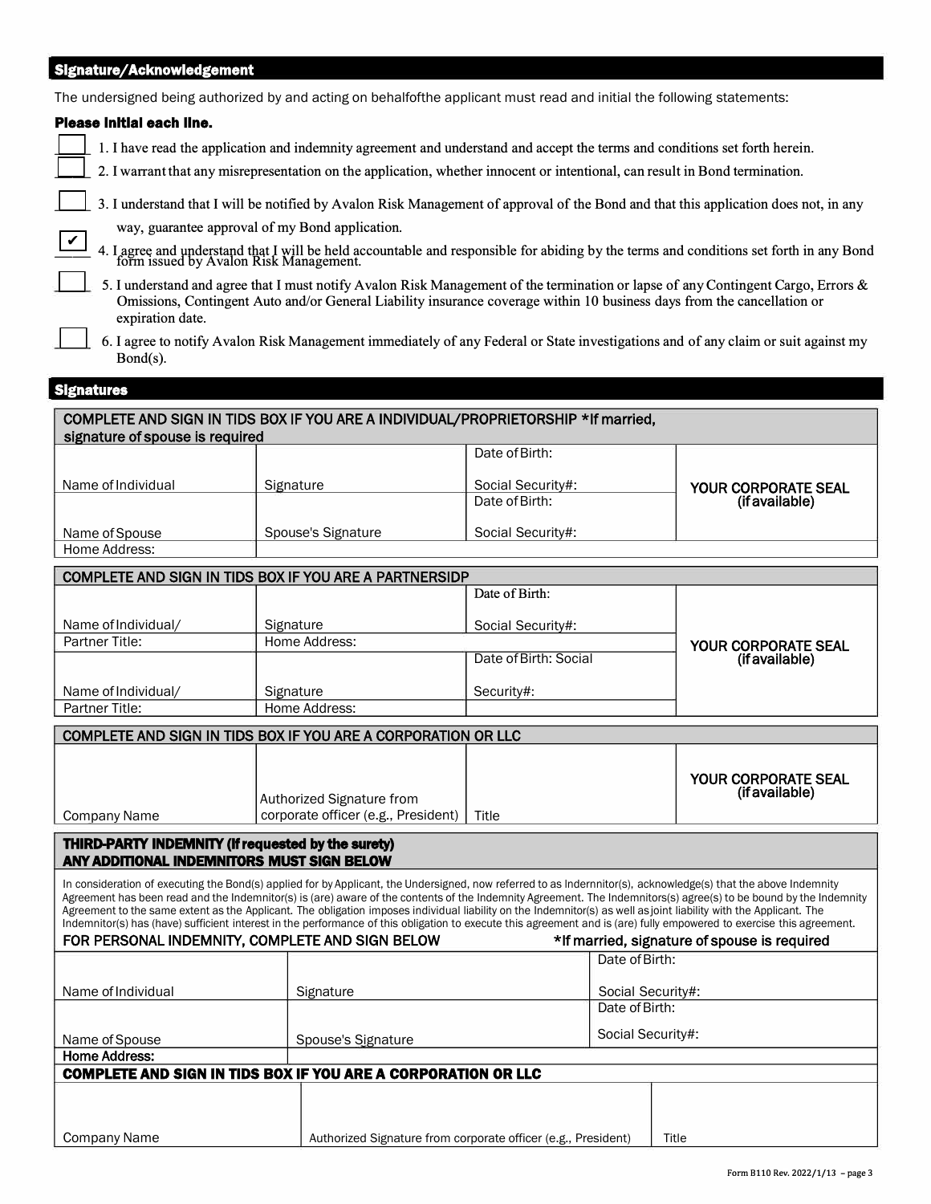## Signature/Acknowledgement

The undersigned being authorized by and acting on behalfofthe applicant must read and initial the following statements:

**Please initial each line.**

- [ ] 1. I have read the application and indemnity agreement and understand and accept the terms and conditions set forth herein.
- [ ] 2. I warrant that any misrepresentation on the application, whether innocent or intentional, can result in Bond termination.
- [ ] 3. I understand that I will be notified by Avalon Risk Management of approval of the Bond and that this application does not, in any way, guarantee approval of my Bond application.
- [x] 4. I agree and understand that I will be held accountable and responsible for abiding by the terms and conditions set forth in any Bond form issued by Avalon Risk Management.
- [ ] 5. I understand and agree that I must notify Avalon Risk Management of the termination or lapse of any Contingent Cargo, Errors & Omissions, Contingent Auto and/or General Liability insurance coverage within 10 business days from the cancellation or expiration date.
- [ ] 6. I agree to notify Avalon Risk Management immediately of any Federal or State investigations and of any claim or suit against my Bond(s).

## Signatures

| COMPLETE AND SIGN IN TIDS BOX IF YOU ARE A INDIVIDUAL/PROPRIETORSHIP *If married, signature of spouse is required | | | |
|---|---|---|---|
| Name of Individual | Signature | Date of Birth: Social Security#: | YOUR CORPORATE SEAL (if available) |
| Name of Spouse | Spouse's Signature | Date of Birth: Social Security#: | |
| Home Address: | | | |

| COMPLETE AND SIGN IN TIDS BOX IF YOU ARE A PARTNERSIDP | | | |
|---|---|---|---|
| Name of Individual/ | Signature | Date of Birth: Social Security#: | YOUR CORPORATE SEAL (if available) |
| Partner Title: | Home Address: | | |
| Name of Individual/ | Signature | Date of Birth: Social Security#: | |
| Partner Title: | Home Address: | | |

| COMPLETE AND SIGN IN TIDS BOX IF YOU ARE A CORPORATION OR LLC | | | |
|---|---|---|---|
| Company Name | Authorized Signature from corporate officer (e.g., President) | Title | YOUR CORPORATE SEAL (if available) |

**THIRD-PARTY INDEMNITY (If requested by the surety)**
**ANY ADDITIONAL INDEMNITORS MUST SIGN BELOW**

In consideration of executing the Bond(s) applied for by Applicant, the Undersigned, now referred to as Indemnitor(s), acknowledge(s) that the above Indemnity Agreement has been read and the Indemnitor(s) is (are) aware of the contents of the Indemnity Agreement. The Indemnitors(s) agree(s) to be bound by the Indemnity Agreement to the same extent as the Applicant. The obligation imposes individual liability on the Indemnitor(s) as well as joint liability with the Applicant. The Indemnitor(s) has (have) sufficient interest in the performance of this obligation to execute this agreement and is (are) fully empowered to exercise this agreement.

FOR PERSONAL INDEMNITY, COMPLETE AND SIGN BELOW *If married, signature of spouse is required

| | | |
|---|---|---|
| Name of Individual | Signature | Date of Birth: Social Security#: |
| Name of Spouse | Spouse's Signature | Date of Birth: Social Security#: |
| **Home Address:** | | |

**COMPLETE AND SIGN IN TIDS BOX IF YOU ARE A CORPORATION OR LLC**

| | | |
|---|---|---|
| Company Name | Authorized Signature from corporate officer (e.g., President) | Title |

Form B110 Rev. 2022/1/13